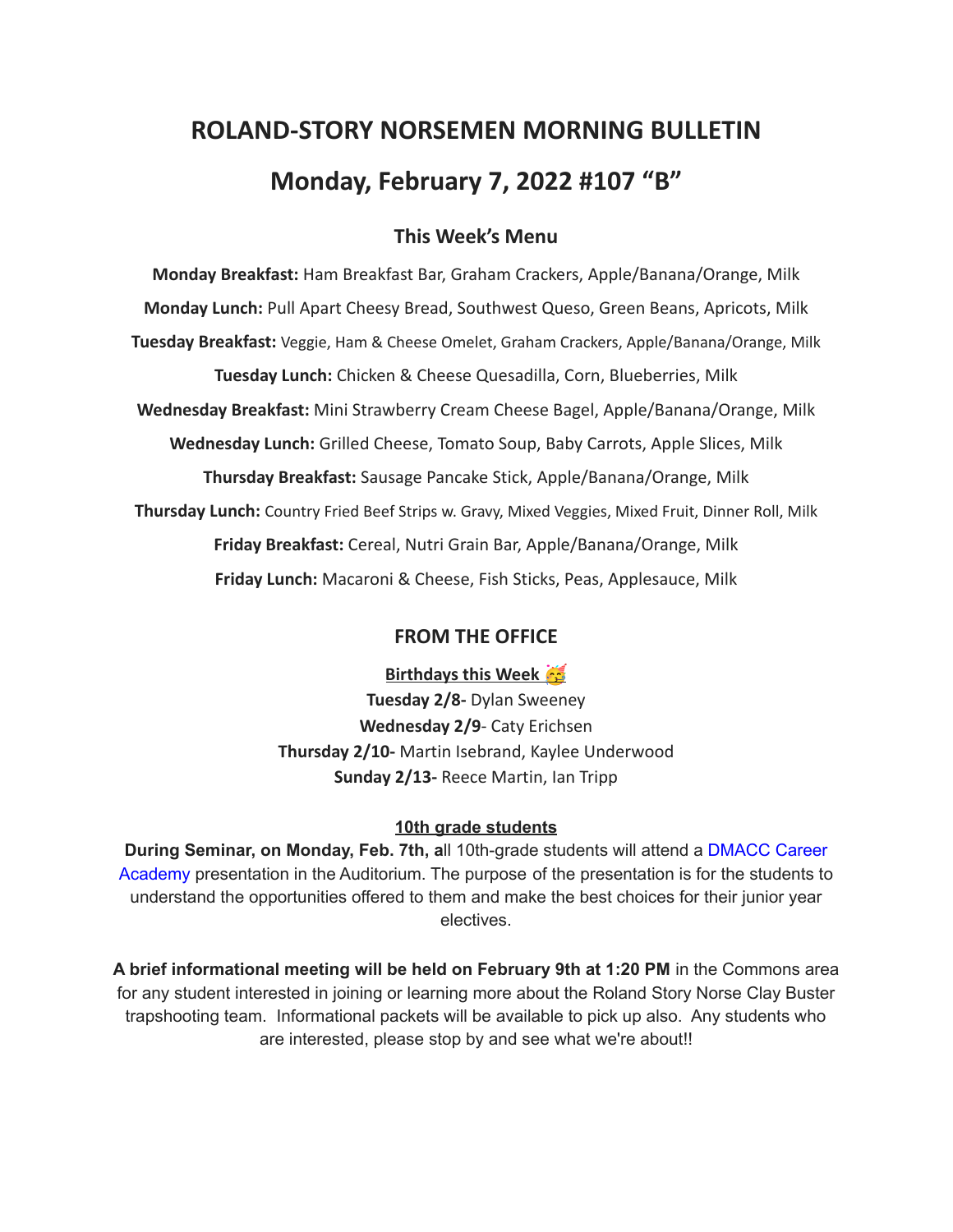# ROLAND-STORY NORSEMEN MORNING BULLETIN

# Monday, February 7, 2022 #107 "B"

## This Week's Menu

**Monday Breakfast:** Ham Breakfast Bar, Graham Crackers, Apple/Banana/Orange, Milk

**Monday Lunch:** Pull Apart Cheesy Bread, Southwest Queso, Green Beans, Apricots, Milk

**Tuesday Breakfast:** Veggie, Ham & Cheese Omelet, Graham Crackers, Apple/Banana/Orange, Milk

**Tuesday Lunch:** Chicken & Cheese Quesadilla, Corn, Blueberries, Milk

**Wednesday Breakfast:** Mini Strawberry Cream Cheese Bagel, Apple/Banana/Orange, Milk

**Wednesday Lunch:** Grilled Cheese, Tomato Soup, Baby Carrots, Apple Slices, Milk

**Thursday Breakfast:** Sausage Pancake Stick, Apple/Banana/Orange, Milk

**Thursday Lunch:** Country Fried Beef Strips w. Gravy, Mixed Veggies, Mixed Fruit, Dinner Roll, Milk

**Friday Breakfast:** Cereal, Nutri Grain Bar, Apple/Banana/Orange, Milk

**Friday Lunch:** Macaroni & Cheese, Fish Sticks, Peas, Applesauce, Milk

## FROM THE OFFICE

**Birthdays this Week 🥳**

**Tuesday 2/8-** Dylan Sweeney
**Wednesday 2/9**- Caty Erichsen
**Thursday 2/10-** Martin Isebrand, Kaylee Underwood
**Sunday 2/13-** Reece Martin, Ian Tripp

**10th grade students**

**During Seminar, on Monday, Feb. 7th, a**ll 10th-grade students will attend a DMACC Career Academy presentation in the Auditorium. The purpose of the presentation is for the students to understand the opportunities offered to them and make the best choices for their junior year electives.

**A brief informational meeting will be held on February 9th at 1:20 PM** in the Commons area for any student interested in joining or learning more about the Roland Story Norse Clay Buster trapshooting team. Informational packets will be available to pick up also. Any students who are interested, please stop by and see what we're about!!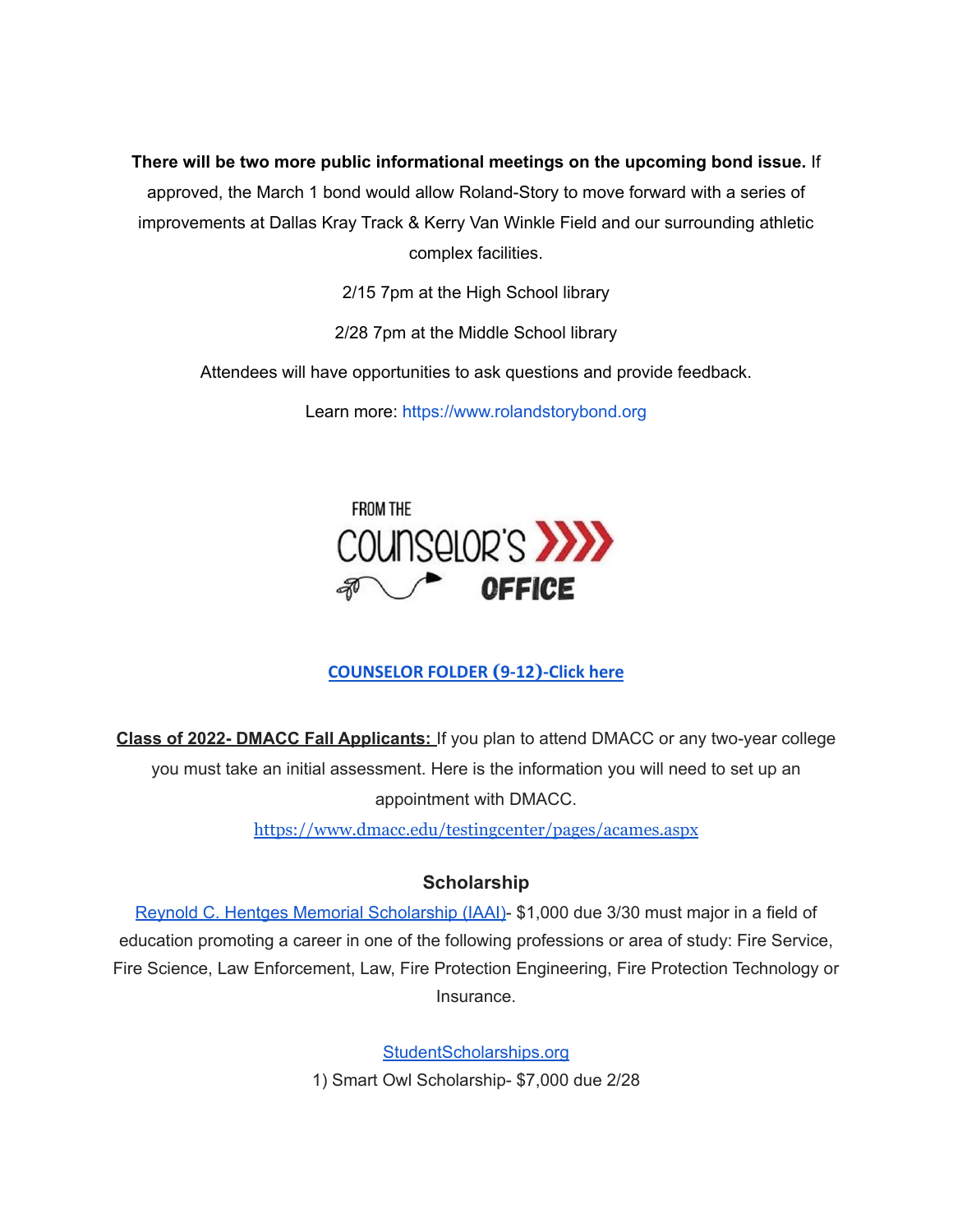**There will be two more public informational meetings on the upcoming bond issue.** If approved, the March 1 bond would allow Roland-Story to move forward with a series of improvements at Dallas Kray Track & Kerry Van Winkle Field and our surrounding athletic complex facilities.

2/15 7pm at the High School library

2/28 7pm at the Middle School library

Attendees will have opportunities to ask questions and provide feedback.

Learn more: https://www.rolandstorybond.org

FROM THE COUNSELOR'S OFFICE

**COUNSELOR FOLDER (9-12)-Click here**

**Class of 2022- DMACC Fall Applicants:** If you plan to attend DMACC or any two-year college you must take an initial assessment. Here is the information you will need to set up an appointment with DMACC.

https://www.dmacc.edu/testingcenter/pages/acames.aspx

### Scholarship

Reynold C. Hentges Memorial Scholarship (IAAI)- $1,000 due 3/30 must major in a field of education promoting a career in one of the following professions or area of study: Fire Service, Fire Science, Law Enforcement, Law, Fire Protection Engineering, Fire Protection Technology or Insurance.

StudentScholarships.org

1) Smart Owl Scholarship- $7,000 due 2/28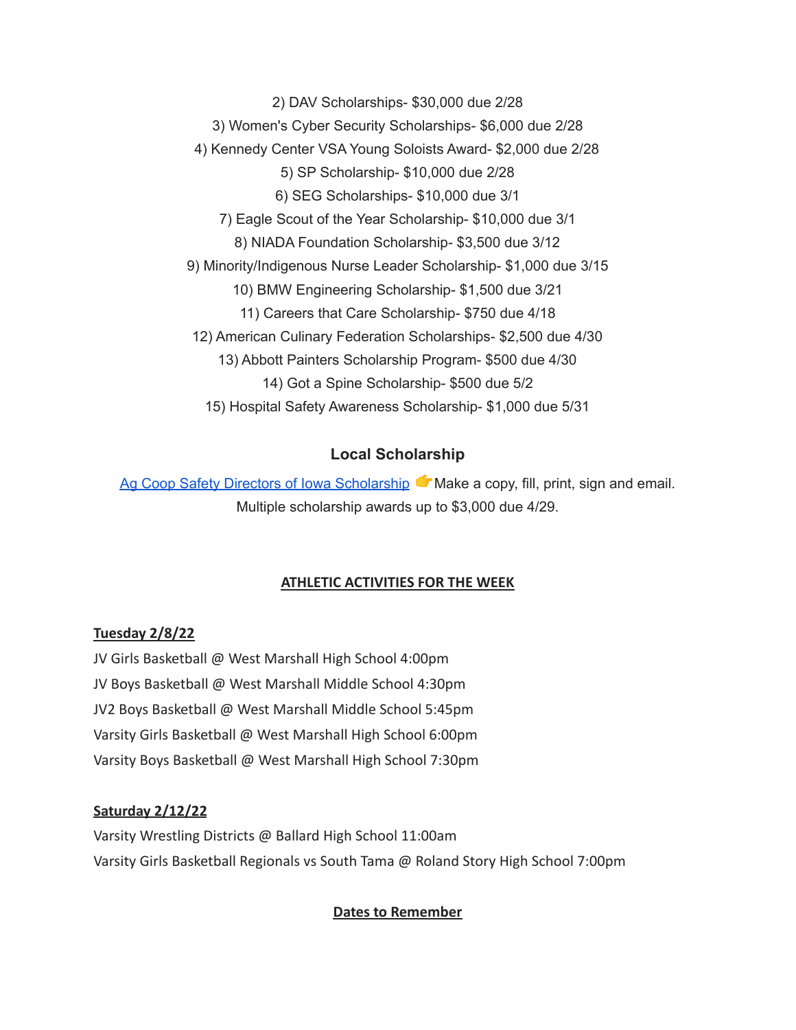2) DAV Scholarships- $30,000 due 2/28

3) Women's Cyber Security Scholarships- $6,000 due 2/28

4) Kennedy Center VSA Young Soloists Award- $2,000 due 2/28

5) SP Scholarship- $10,000 due 2/28

6) SEG Scholarships- $10,000 due 3/1

7) Eagle Scout of the Year Scholarship- $10,000 due 3/1

8) NIADA Foundation Scholarship- $3,500 due 3/12

9) Minority/Indigenous Nurse Leader Scholarship- $1,000 due 3/15

10) BMW Engineering Scholarship- $1,500 due 3/21

11) Careers that Care Scholarship- $750 due 4/18

12) American Culinary Federation Scholarships- $2,500 due 4/30

13) Abbott Painters Scholarship Program- $500 due 4/30

14) Got a Spine Scholarship- $500 due 5/2

15) Hospital Safety Awareness Scholarship- $1,000 due 5/31

### Local Scholarship

Ag Coop Safety Directors of Iowa Scholarship 👉Make a copy, fill, print, sign and email. Multiple scholarship awards up to $3,000 due 4/29.

## ATHLETIC ACTIVITIES FOR THE WEEK

**Tuesday 2/8/22**

JV Girls Basketball @ West Marshall High School 4:00pm
JV Boys Basketball @ West Marshall Middle School 4:30pm
JV2 Boys Basketball @ West Marshall Middle School 5:45pm
Varsity Girls Basketball @ West Marshall High School 6:00pm
Varsity Boys Basketball @ West Marshall High School 7:30pm

**Saturday 2/12/22**

Varsity Wrestling Districts @ Ballard High School 11:00am
Varsity Girls Basketball Regionals vs South Tama @ Roland Story High School 7:00pm

## Dates to Remember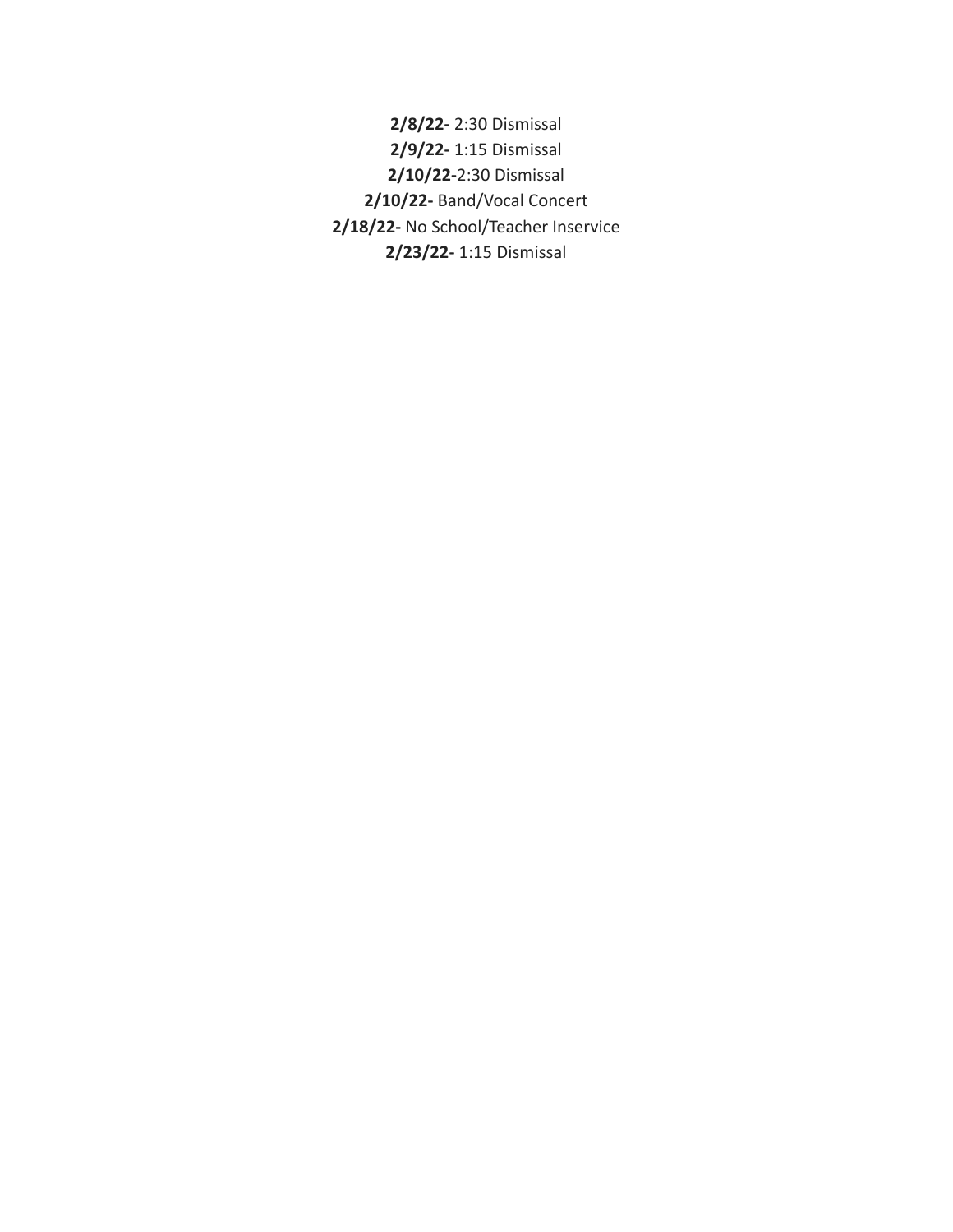**2/8/22-** 2:30 Dismissal
**2/9/22-** 1:15 Dismissal
**2/10/22-**2:30 Dismissal
**2/10/22-** Band/Vocal Concert
**2/18/22-** No School/Teacher Inservice
**2/23/22-** 1:15 Dismissal